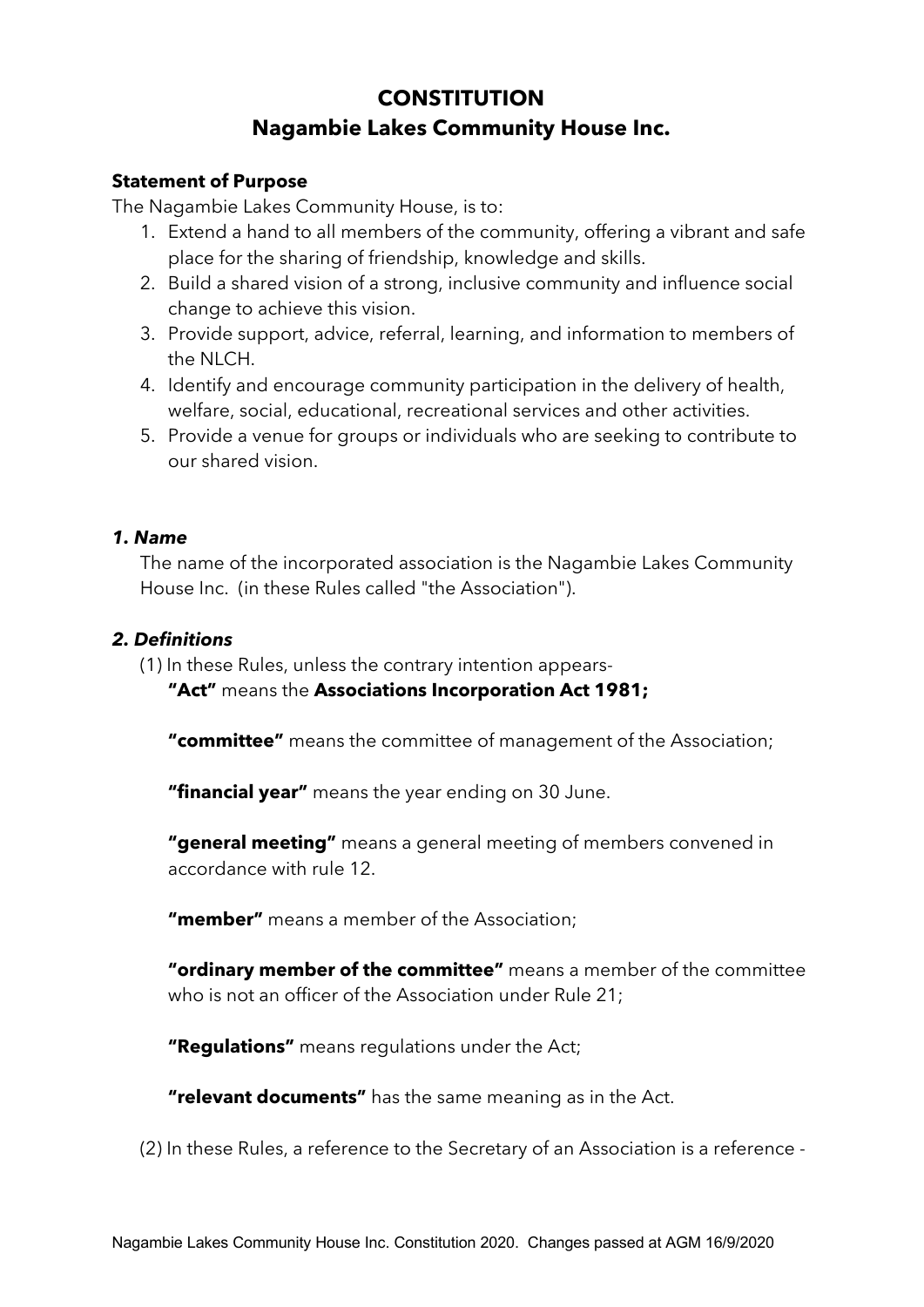# CONSTITUTION
## Nagambie Lakes Community House Inc.

**Statement of Purpose**

The Nagambie Lakes Community House, is to:

1. Extend a hand to all members of the community, offering a vibrant and safe place for the sharing of friendship, knowledge and skills.
2. Build a shared vision of a strong, inclusive community and influence social change to achieve this vision.
3. Provide support, advice, referral, learning, and information to members of the NLCH.
4. Identify and encourage community participation in the delivery of health, welfare, social, educational, recreational services and other activities.
5. Provide a venue for groups or individuals who are seeking to contribute to our shared vision.

### *1. Name*

The name of the incorporated association is the Nagambie Lakes Community House Inc. (in these Rules called "the Association").

### *2. Definitions*

(1) In these Rules, unless the contrary intention appears-

**"Act"** means the **Associations Incorporation Act 1981;**

**"committee"** means the committee of management of the Association;

**"financial year"** means the year ending on 30 June.

**"general meeting"** means a general meeting of members convened in accordance with rule 12.

**"member"** means a member of the Association;

**"ordinary member of the committee"** means a member of the committee who is not an officer of the Association under Rule 21;

**"Regulations"** means regulations under the Act;

**"relevant documents"** has the same meaning as in the Act.

(2) In these Rules, a reference to the Secretary of an Association is a reference -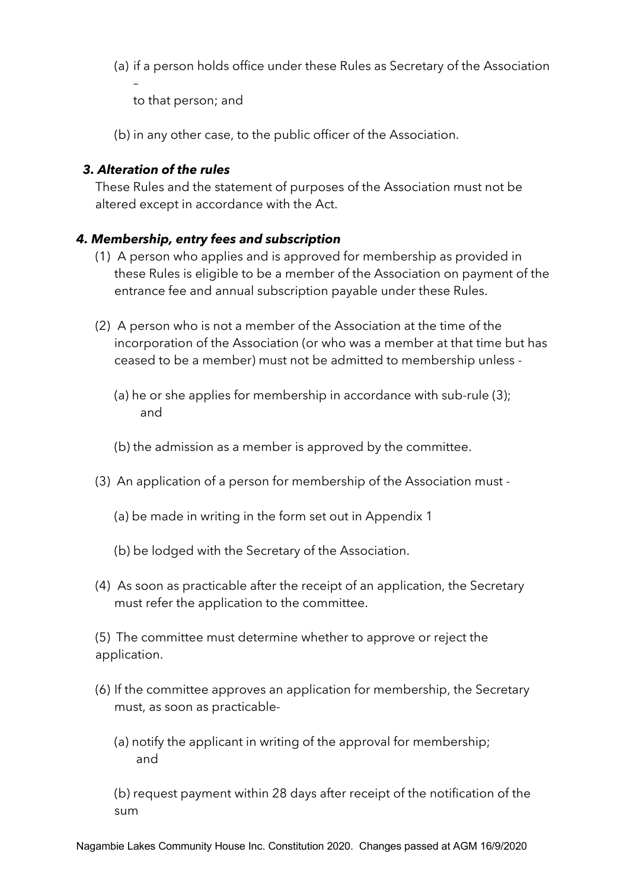(a) if a person holds office under these Rules as Secretary of the Association –
to that person; and

(b) in any other case, to the public officer of the Association.

### *3. Alteration of the rules*

These Rules and the statement of purposes of the Association must not be altered except in accordance with the Act.

### *4. Membership, entry fees and subscription*

(1) A person who applies and is approved for membership as provided in these Rules is eligible to be a member of the Association on payment of the entrance fee and annual subscription payable under these Rules.

(2) A person who is not a member of the Association at the time of the incorporation of the Association (or who was a member at that time but has ceased to be a member) must not be admitted to membership unless -

(a) he or she applies for membership in accordance with sub-rule (3); and

(b) the admission as a member is approved by the committee.

(3) An application of a person for membership of the Association must -

(a) be made in writing in the form set out in Appendix 1

(b) be lodged with the Secretary of the Association.

(4) As soon as practicable after the receipt of an application, the Secretary must refer the application to the committee.

(5) The committee must determine whether to approve or reject the application.

(6) If the committee approves an application for membership, the Secretary must, as soon as practicable-

(a) notify the applicant in writing of the approval for membership; and

(b) request payment within 28 days after receipt of the notification of the sum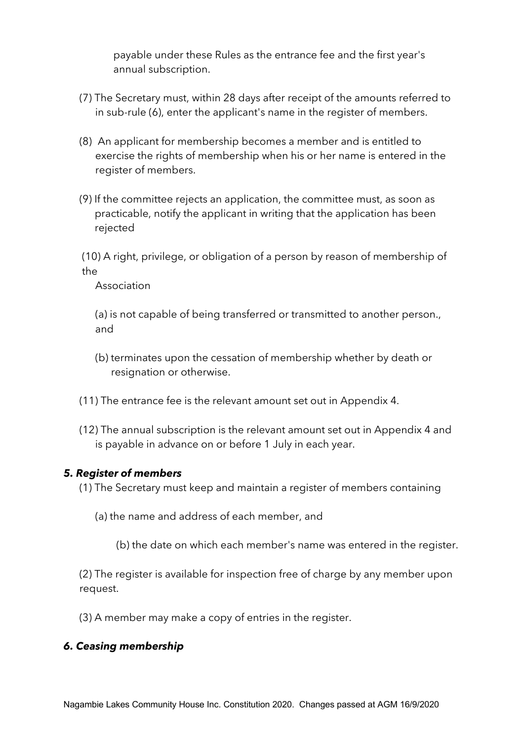payable under these Rules as the entrance fee and the first year's annual subscription.

(7) The Secretary must, within 28 days after receipt of the amounts referred to in sub-rule (6), enter the applicant's name in the register of members.

(8) An applicant for membership becomes a member and is entitled to exercise the rights of membership when his or her name is entered in the register of members.

(9) If the committee rejects an application, the committee must, as soon as practicable, notify the applicant in writing that the application has been rejected

(10) A right, privilege, or obligation of a person by reason of membership of the Association

(a) is not capable of being transferred or transmitted to another person., and

(b) terminates upon the cessation of membership whether by death or resignation or otherwise.

(11) The entrance fee is the relevant amount set out in Appendix 4.

(12) The annual subscription is the relevant amount set out in Appendix 4 and is payable in advance on or before 1 July in each year.

***5. Register of members***

(1) The Secretary must keep and maintain a register of members containing

(a) the name and address of each member, and

(b) the date on which each member's name was entered in the register.

(2) The register is available for inspection free of charge by any member upon request.

(3) A member may make a copy of entries in the register.

***6. Ceasing membership***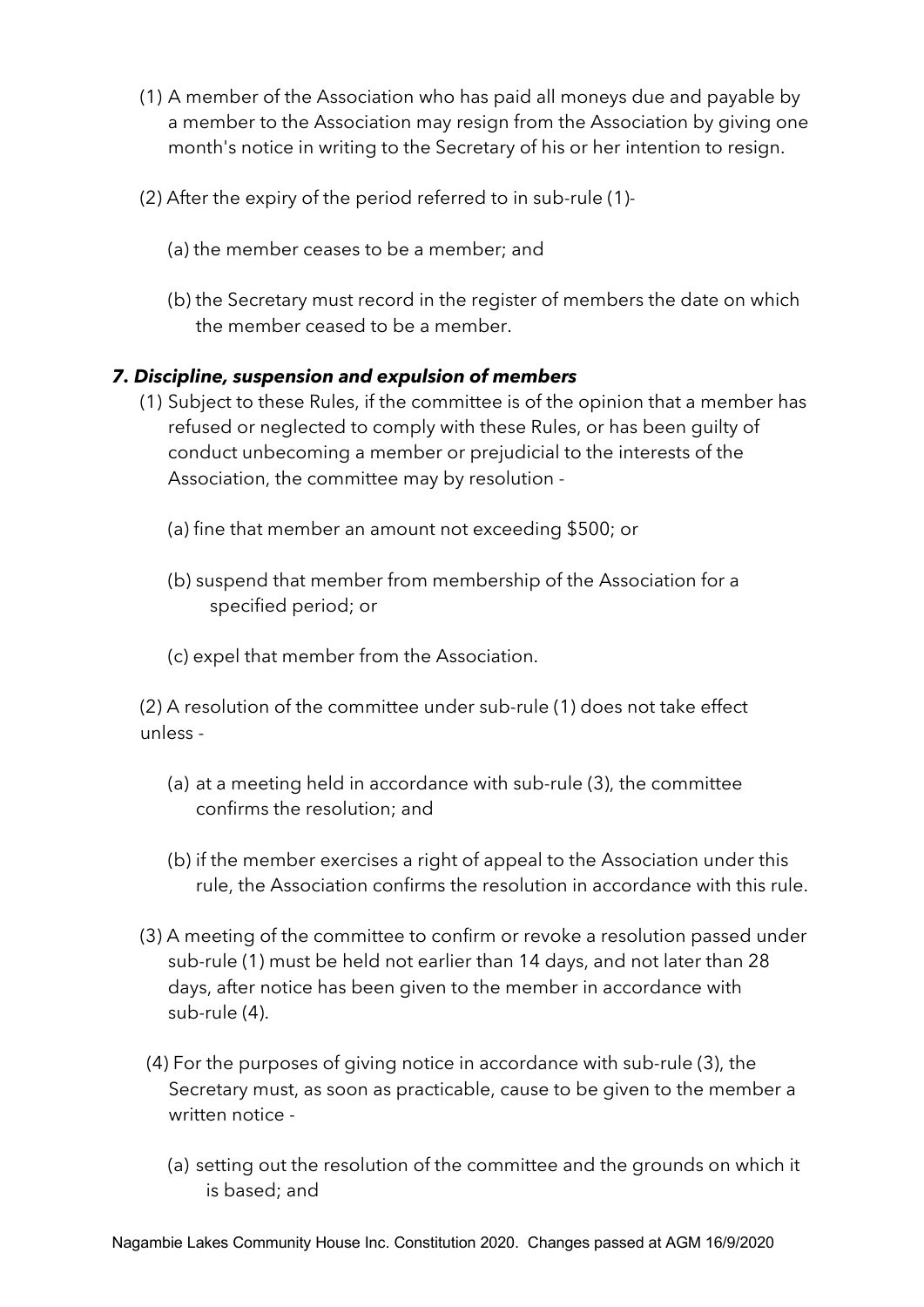(1) A member of the Association who has paid all moneys due and payable by a member to the Association may resign from the Association by giving one month's notice in writing to the Secretary of his or her intention to resign.

(2) After the expiry of the period referred to in sub-rule (1)-

(a) the member ceases to be a member; and

(b) the Secretary must record in the register of members the date on which the member ceased to be a member.

### *7. Discipline, suspension and expulsion of members*

(1) Subject to these Rules, if the committee is of the opinion that a member has refused or neglected to comply with these Rules, or has been guilty of conduct unbecoming a member or prejudicial to the interests of the Association, the committee may by resolution -

(a) fine that member an amount not exceeding $500; or

(b) suspend that member from membership of the Association for a specified period; or

(c) expel that member from the Association.

(2) A resolution of the committee under sub-rule (1) does not take effect unless -

(a) at a meeting held in accordance with sub-rule (3), the committee confirms the resolution; and

(b) if the member exercises a right of appeal to the Association under this rule, the Association confirms the resolution in accordance with this rule.

(3) A meeting of the committee to confirm or revoke a resolution passed under sub-rule (1) must be held not earlier than 14 days, and not later than 28 days, after notice has been given to the member in accordance with sub-rule (4).

(4) For the purposes of giving notice in accordance with sub-rule (3), the Secretary must, as soon as practicable, cause to be given to the member a written notice -

(a) setting out the resolution of the committee and the grounds on which it is based; and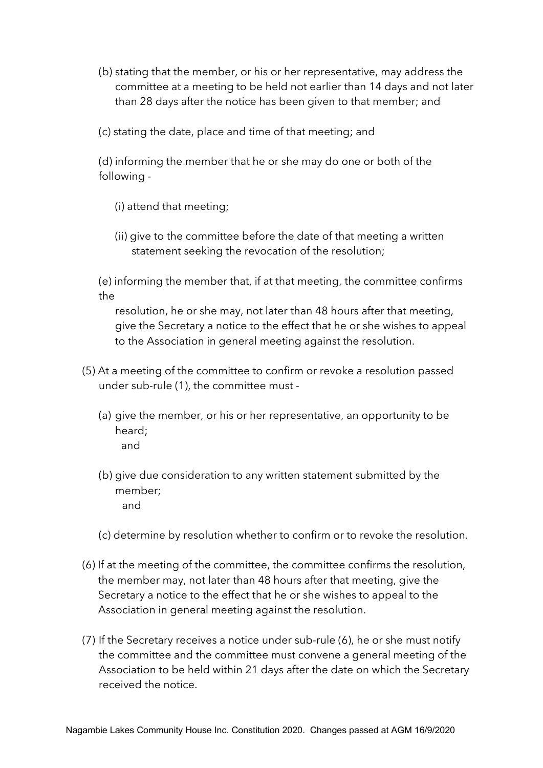(b) stating that the member, or his or her representative, may address the committee at a meeting to be held not earlier than 14 days and not later than 28 days after the notice has been given to that member; and

(c) stating the date, place and time of that meeting; and

(d) informing the member that he or she may do one or both of the following -

(i) attend that meeting;

(ii) give to the committee before the date of that meeting a written statement seeking the revocation of the resolution;

(e) informing the member that, if at that meeting, the committee confirms the resolution, he or she may, not later than 48 hours after that meeting, give the Secretary a notice to the effect that he or she wishes to appeal to the Association in general meeting against the resolution.

(5) At a meeting of the committee to confirm or revoke a resolution passed under sub-rule (1), the committee must -

(a) give the member, or his or her representative, an opportunity to be heard; and

(b) give due consideration to any written statement submitted by the member; and

(c) determine by resolution whether to confirm or to revoke the resolution.

(6) If at the meeting of the committee, the committee confirms the resolution, the member may, not later than 48 hours after that meeting, give the Secretary a notice to the effect that he or she wishes to appeal to the Association in general meeting against the resolution.

(7) If the Secretary receives a notice under sub-rule (6), he or she must notify the committee and the committee must convene a general meeting of the Association to be held within 21 days after the date on which the Secretary received the notice.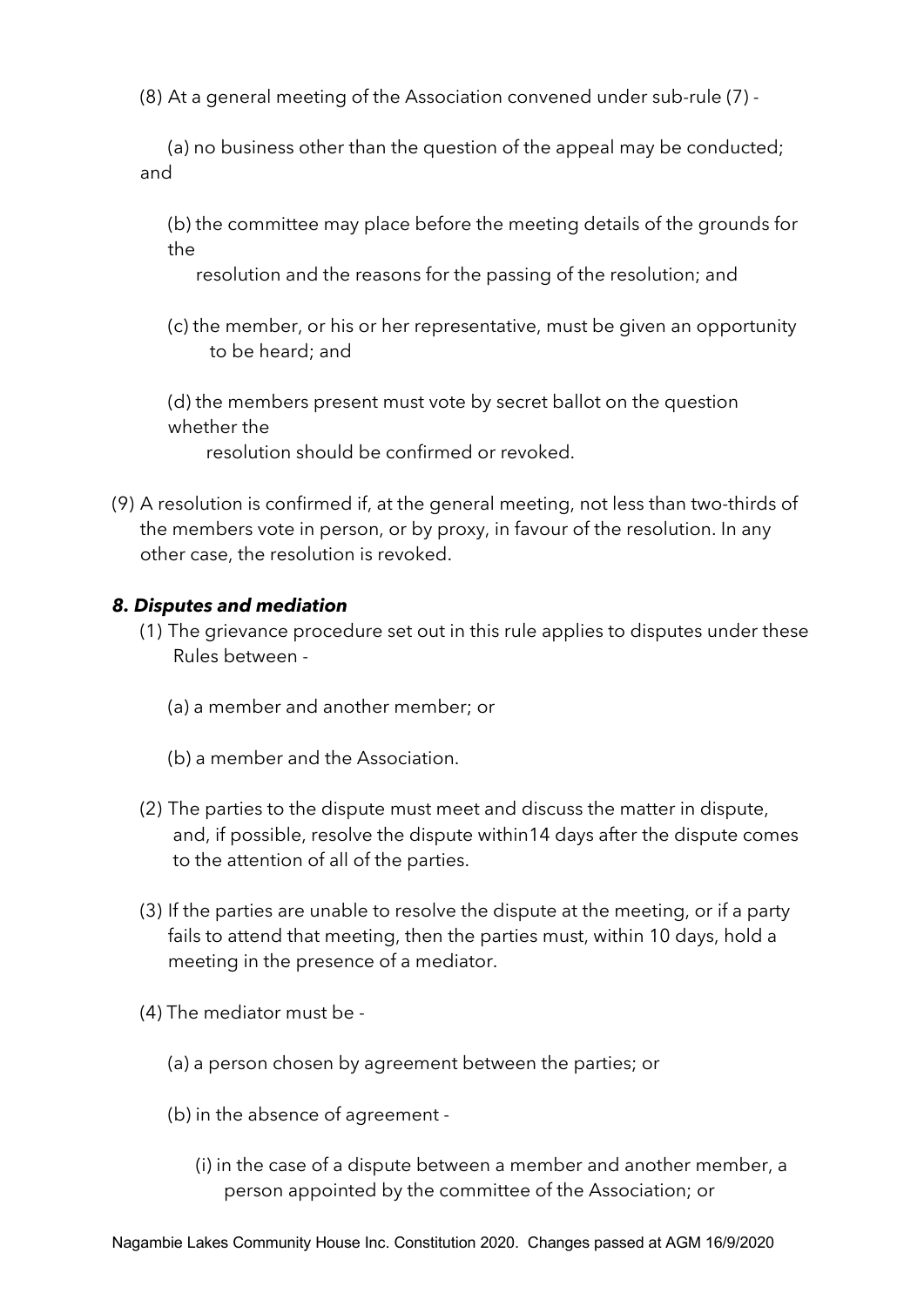(8) At a general meeting of the Association convened under sub-rule (7) -

(a) no business other than the question of the appeal may be conducted; and

(b) the committee may place before the meeting details of the grounds for the resolution and the reasons for the passing of the resolution; and

(c) the member, or his or her representative, must be given an opportunity to be heard; and

(d) the members present must vote by secret ballot on the question whether the resolution should be confirmed or revoked.

(9) A resolution is confirmed if, at the general meeting, not less than two-thirds of the members vote in person, or by proxy, in favour of the resolution. In any other case, the resolution is revoked.

### *8. Disputes and mediation*

(1) The grievance procedure set out in this rule applies to disputes under these Rules between -

(a) a member and another member; or

(b) a member and the Association.

(2) The parties to the dispute must meet and discuss the matter in dispute, and, if possible, resolve the dispute within14 days after the dispute comes to the attention of all of the parties.

(3) If the parties are unable to resolve the dispute at the meeting, or if a party fails to attend that meeting, then the parties must, within 10 days, hold a meeting in the presence of a mediator.

(4) The mediator must be -

(a) a person chosen by agreement between the parties; or

(b) in the absence of agreement -

(i) in the case of a dispute between a member and another member, a person appointed by the committee of the Association; or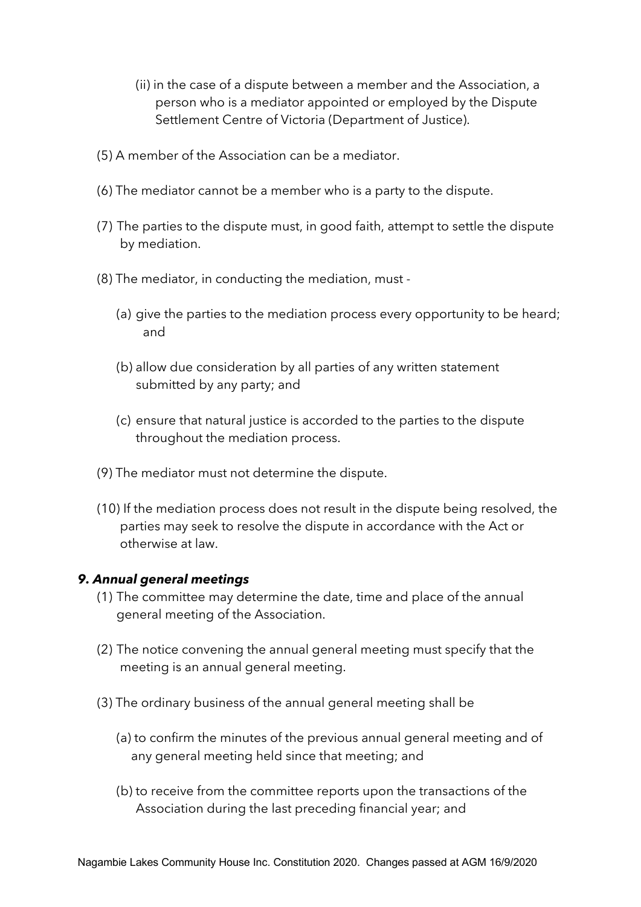(ii) in the case of a dispute between a member and the Association, a person who is a mediator appointed or employed by the Dispute Settlement Centre of Victoria (Department of Justice).

(5) A member of the Association can be a mediator.

(6) The mediator cannot be a member who is a party to the dispute.

(7) The parties to the dispute must, in good faith, attempt to settle the dispute by mediation.

(8) The mediator, in conducting the mediation, must -

(a) give the parties to the mediation process every opportunity to be heard; and

(b) allow due consideration by all parties of any written statement submitted by any party; and

(c) ensure that natural justice is accorded to the parties to the dispute throughout the mediation process.

(9) The mediator must not determine the dispute.

(10) If the mediation process does not result in the dispute being resolved, the parties may seek to resolve the dispute in accordance with the Act or otherwise at law.

### *9. Annual general meetings*

(1) The committee may determine the date, time and place of the annual general meeting of the Association.

(2) The notice convening the annual general meeting must specify that the meeting is an annual general meeting.

(3) The ordinary business of the annual general meeting shall be

(a) to confirm the minutes of the previous annual general meeting and of any general meeting held since that meeting; and

(b) to receive from the committee reports upon the transactions of the Association during the last preceding financial year; and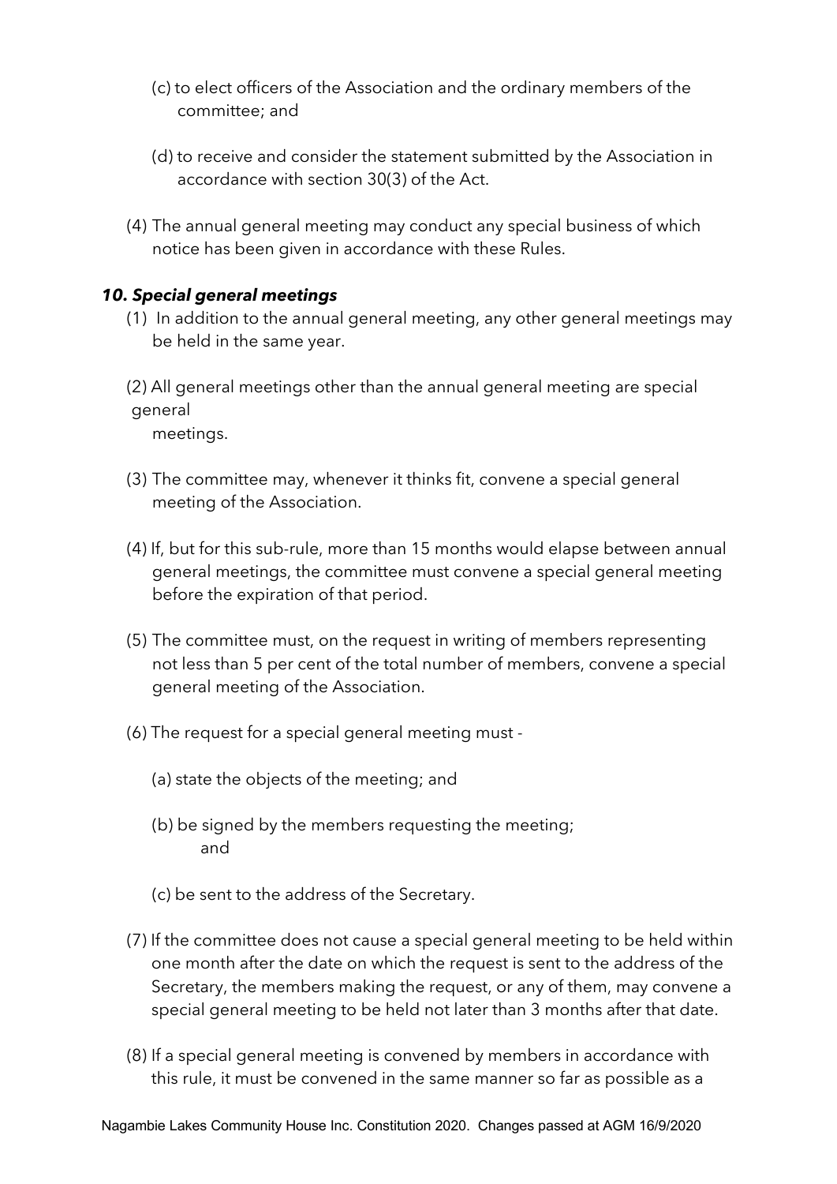(c) to elect officers of the Association and the ordinary members of the committee; and

(d) to receive and consider the statement submitted by the Association in accordance with section 30(3) of the Act.

(4) The annual general meeting may conduct any special business of which notice has been given in accordance with these Rules.

### *10. Special general meetings*

(1) In addition to the annual general meeting, any other general meetings may be held in the same year.

(2) All general meetings other than the annual general meeting are special general meetings.

(3) The committee may, whenever it thinks fit, convene a special general meeting of the Association.

(4) If, but for this sub-rule, more than 15 months would elapse between annual general meetings, the committee must convene a special general meeting before the expiration of that period.

(5) The committee must, on the request in writing of members representing not less than 5 per cent of the total number of members, convene a special general meeting of the Association.

(6) The request for a special general meeting must -

(a) state the objects of the meeting; and

(b) be signed by the members requesting the meeting; and

(c) be sent to the address of the Secretary.

(7) If the committee does not cause a special general meeting to be held within one month after the date on which the request is sent to the address of the Secretary, the members making the request, or any of them, may convene a special general meeting to be held not later than 3 months after that date.

(8) If a special general meeting is convened by members in accordance with this rule, it must be convened in the same manner so far as possible as a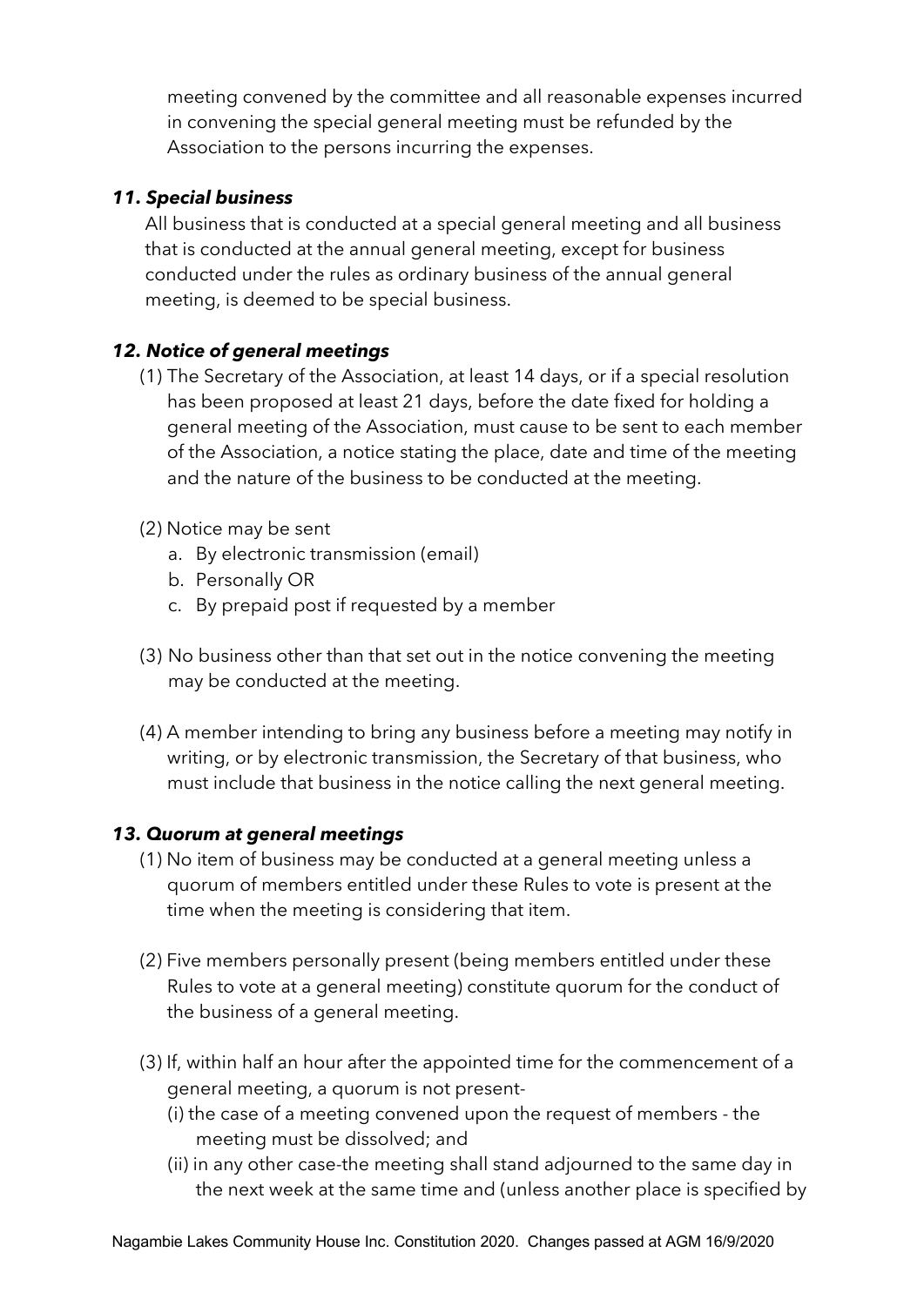meeting convened by the committee and all reasonable expenses incurred in convening the special general meeting must be refunded by the Association to the persons incurring the expenses.

### *11. Special business*

All business that is conducted at a special general meeting and all business that is conducted at the annual general meeting, except for business conducted under the rules as ordinary business of the annual general meeting, is deemed to be special business.

### *12. Notice of general meetings*

(1) The Secretary of the Association, at least 14 days, or if a special resolution has been proposed at least 21 days, before the date fixed for holding a general meeting of the Association, must cause to be sent to each member of the Association, a notice stating the place, date and time of the meeting and the nature of the business to be conducted at the meeting.

(2) Notice may be sent

a. By electronic transmission (email)
b. Personally OR
c. By prepaid post if requested by a member

(3) No business other than that set out in the notice convening the meeting may be conducted at the meeting.

(4) A member intending to bring any business before a meeting may notify in writing, or by electronic transmission, the Secretary of that business, who must include that business in the notice calling the next general meeting.

### *13. Quorum at general meetings*

(1) No item of business may be conducted at a general meeting unless a quorum of members entitled under these Rules to vote is present at the time when the meeting is considering that item.

(2) Five members personally present (being members entitled under these Rules to vote at a general meeting) constitute quorum for the conduct of the business of a general meeting.

(3) If, within half an hour after the appointed time for the commencement of a general meeting, a quorum is not present-

(i) the case of a meeting convened upon the request of members - the meeting must be dissolved; and

(ii) in any other case-the meeting shall stand adjourned to the same day in the next week at the same time and (unless another place is specified by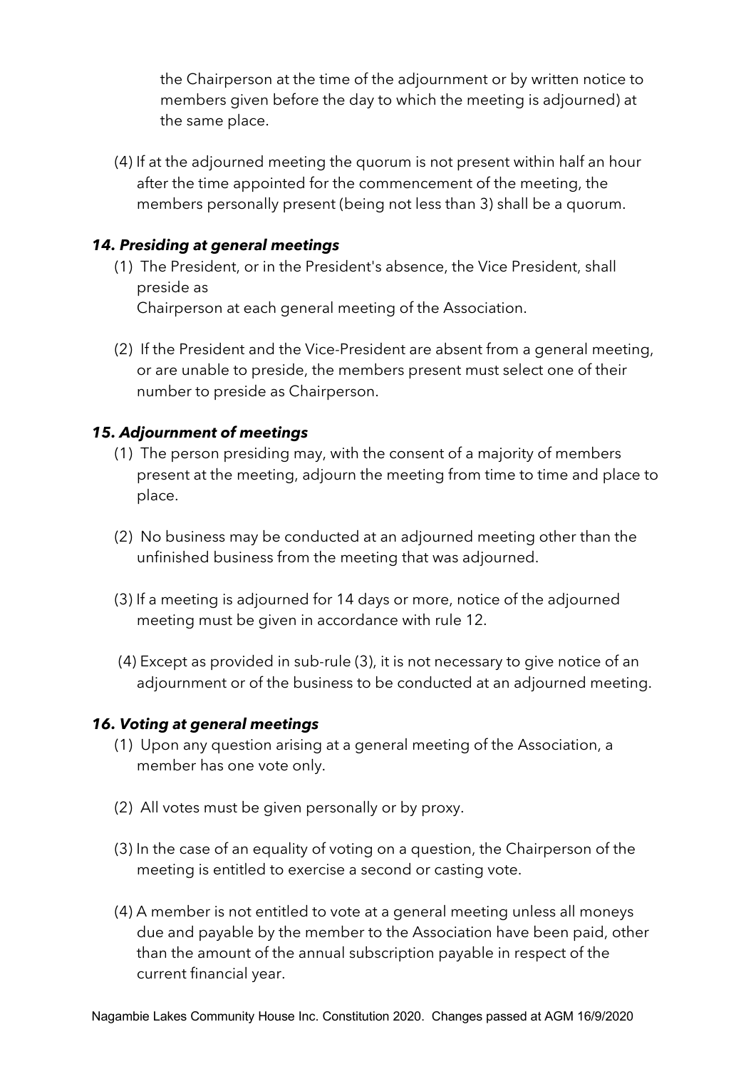the Chairperson at the time of the adjournment or by written notice to members given before the day to which the meeting is adjourned) at the same place.

(4) If at the adjourned meeting the quorum is not present within half an hour after the time appointed for the commencement of the meeting, the members personally present (being not less than 3) shall be a quorum.

### *14. Presiding at general meetings*

(1) The President, or in the President's absence, the Vice President, shall preside as
Chairperson at each general meeting of the Association.

(2) If the President and the Vice-President are absent from a general meeting, or are unable to preside, the members present must select one of their number to preside as Chairperson.

### *15. Adjournment of meetings*

(1) The person presiding may, with the consent of a majority of members present at the meeting, adjourn the meeting from time to time and place to place.

(2) No business may be conducted at an adjourned meeting other than the unfinished business from the meeting that was adjourned.

(3) If a meeting is adjourned for 14 days or more, notice of the adjourned meeting must be given in accordance with rule 12.

(4) Except as provided in sub-rule (3), it is not necessary to give notice of an adjournment or of the business to be conducted at an adjourned meeting.

### *16. Voting at general meetings*

(1) Upon any question arising at a general meeting of the Association, a member has one vote only.

(2) All votes must be given personally or by proxy.

(3) In the case of an equality of voting on a question, the Chairperson of the meeting is entitled to exercise a second or casting vote.

(4) A member is not entitled to vote at a general meeting unless all moneys due and payable by the member to the Association have been paid, other than the amount of the annual subscription payable in respect of the current financial year.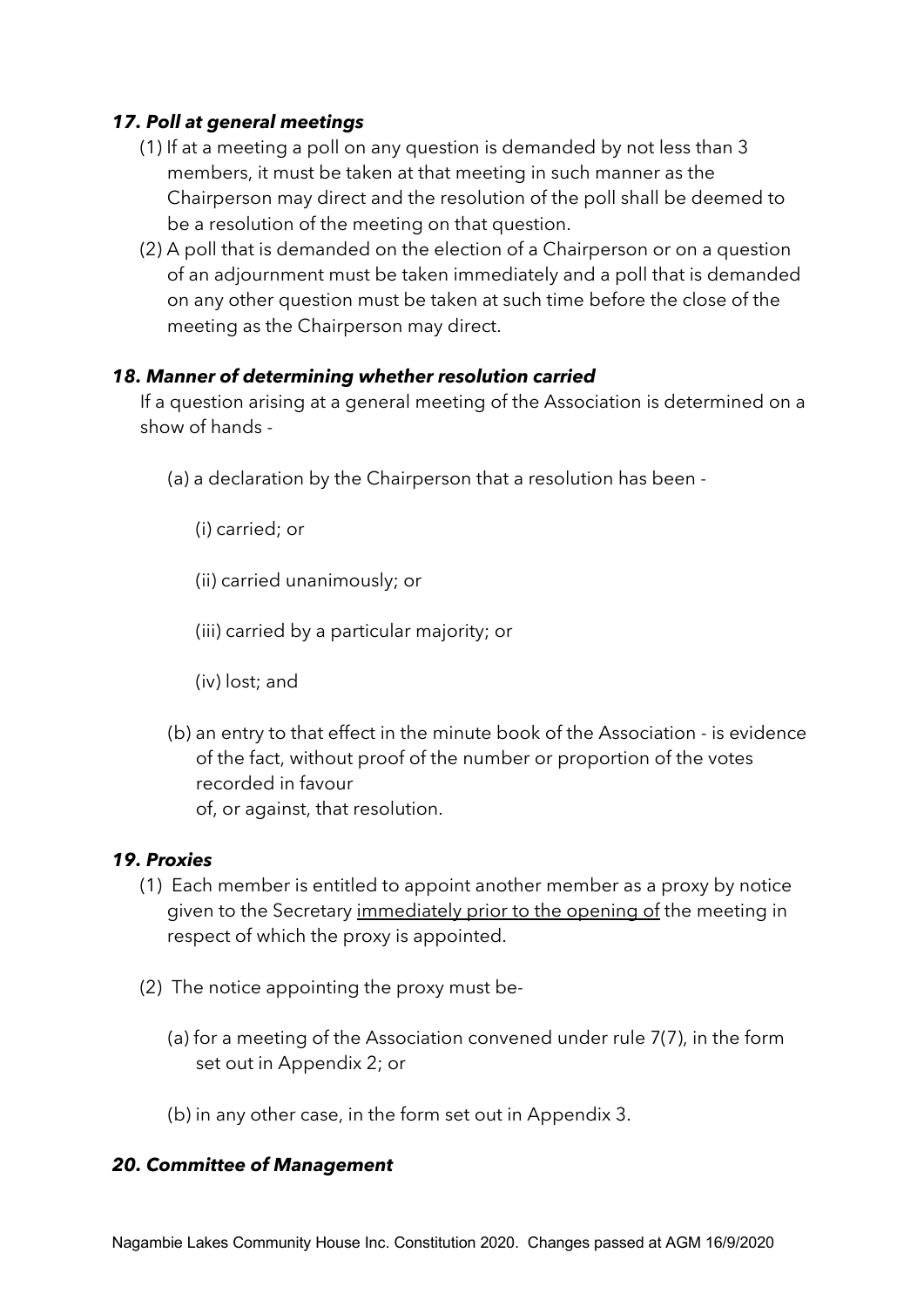### *17. Poll at general meetings*

(1) If at a meeting a poll on any question is demanded by not less than 3 members, it must be taken at that meeting in such manner as the Chairperson may direct and the resolution of the poll shall be deemed to be a resolution of the meeting on that question.

(2) A poll that is demanded on the election of a Chairperson or on a question of an adjournment must be taken immediately and a poll that is demanded on any other question must be taken at such time before the close of the meeting as the Chairperson may direct.

### *18. Manner of determining whether resolution carried*

If a question arising at a general meeting of the Association is determined on a show of hands -

(a) a declaration by the Chairperson that a resolution has been -

(i) carried; or

(ii) carried unanimously; or

(iii) carried by a particular majority; or

(iv) lost; and

(b) an entry to that effect in the minute book of the Association - is evidence of the fact, without proof of the number or proportion of the votes recorded in favour
of, or against, that resolution.

### *19. Proxies*

(1) Each member is entitled to appoint another member as a proxy by notice given to the Secretary <u>immediately prior to the opening of</u> the meeting in respect of which the proxy is appointed.

(2) The notice appointing the proxy must be-

(a) for a meeting of the Association convened under rule 7(7), in the form set out in Appendix 2; or

(b) in any other case, in the form set out in Appendix 3.

### *20. Committee of Management*

Nagambie Lakes Community House Inc. Constitution 2020. Changes passed at AGM 16/9/2020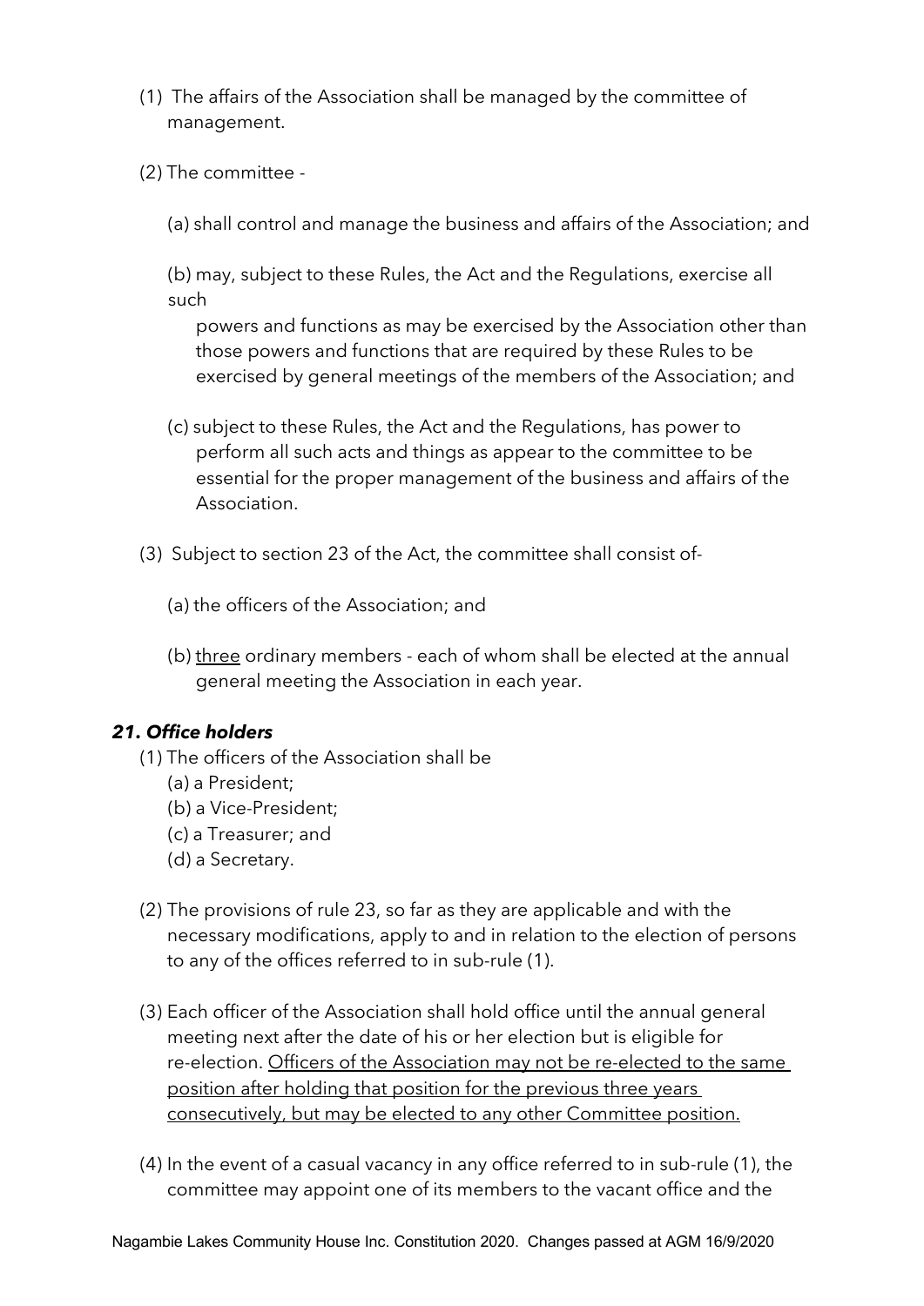(1) The affairs of the Association shall be managed by the committee of management.

(2) The committee -

(a) shall control and manage the business and affairs of the Association; and

(b) may, subject to these Rules, the Act and the Regulations, exercise all such powers and functions as may be exercised by the Association other than those powers and functions that are required by these Rules to be exercised by general meetings of the members of the Association; and

(c) subject to these Rules, the Act and the Regulations, has power to perform all such acts and things as appear to the committee to be essential for the proper management of the business and affairs of the Association.

(3) Subject to section 23 of the Act, the committee shall consist of-

(a) the officers of the Association; and

(b) <u>three</u> ordinary members - each of whom shall be elected at the annual general meeting the Association in each year.

### *21. Office holders*

(1) The officers of the Association shall be

(a) a President;

(b) a Vice-President;

(c) a Treasurer; and

(d) a Secretary.

(2) The provisions of rule 23, so far as they are applicable and with the necessary modifications, apply to and in relation to the election of persons to any of the offices referred to in sub-rule (1).

(3) Each officer of the Association shall hold office until the annual general meeting next after the date of his or her election but is eligible for re-election. <u>Officers of the Association may not be re-elected to the same position after holding that position for the previous three years consecutively, but may be elected to any other Committee position.</u>

(4) In the event of a casual vacancy in any office referred to in sub-rule (1), the committee may appoint one of its members to the vacant office and the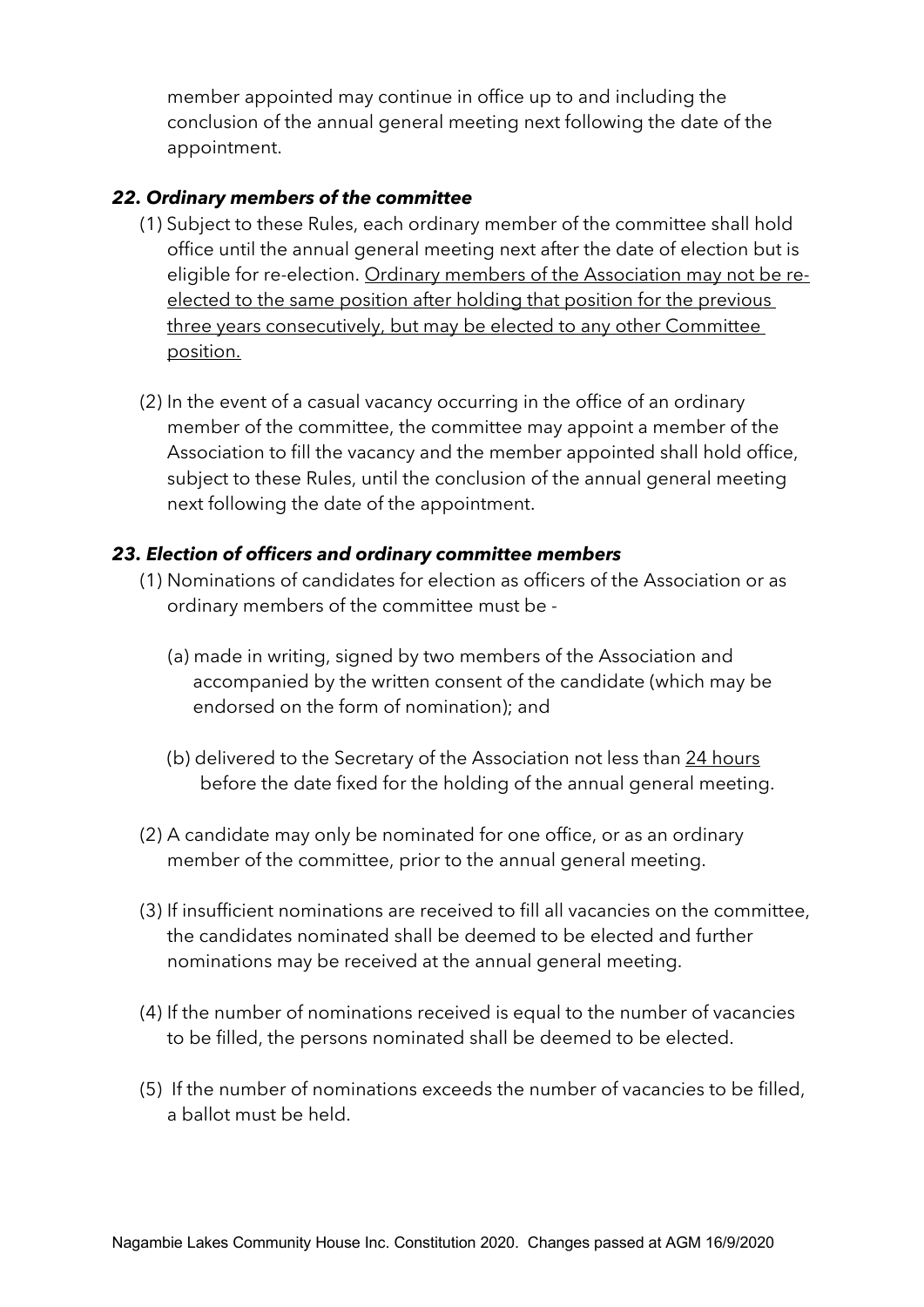member appointed may continue in office up to and including the conclusion of the annual general meeting next following the date of the appointment.

### *22. Ordinary members of the committee*

(1) Subject to these Rules, each ordinary member of the committee shall hold office until the annual general meeting next after the date of election but is eligible for re-election. <u>Ordinary members of the Association may not be re-elected to the same position after holding that position for the previous three years consecutively, but may be elected to any other Committee position.</u>

(2) In the event of a casual vacancy occurring in the office of an ordinary member of the committee, the committee may appoint a member of the Association to fill the vacancy and the member appointed shall hold office, subject to these Rules, until the conclusion of the annual general meeting next following the date of the appointment.

### *23. Election of officers and ordinary committee members*

(1) Nominations of candidates for election as officers of the Association or as ordinary members of the committee must be -

(a) made in writing, signed by two members of the Association and accompanied by the written consent of the candidate (which may be endorsed on the form of nomination); and

(b) delivered to the Secretary of the Association not less than <u>24 hours</u> before the date fixed for the holding of the annual general meeting.

(2) A candidate may only be nominated for one office, or as an ordinary member of the committee, prior to the annual general meeting.

(3) If insufficient nominations are received to fill all vacancies on the committee, the candidates nominated shall be deemed to be elected and further nominations may be received at the annual general meeting.

(4) If the number of nominations received is equal to the number of vacancies to be filled, the persons nominated shall be deemed to be elected.

(5) If the number of nominations exceeds the number of vacancies to be filled, a ballot must be held.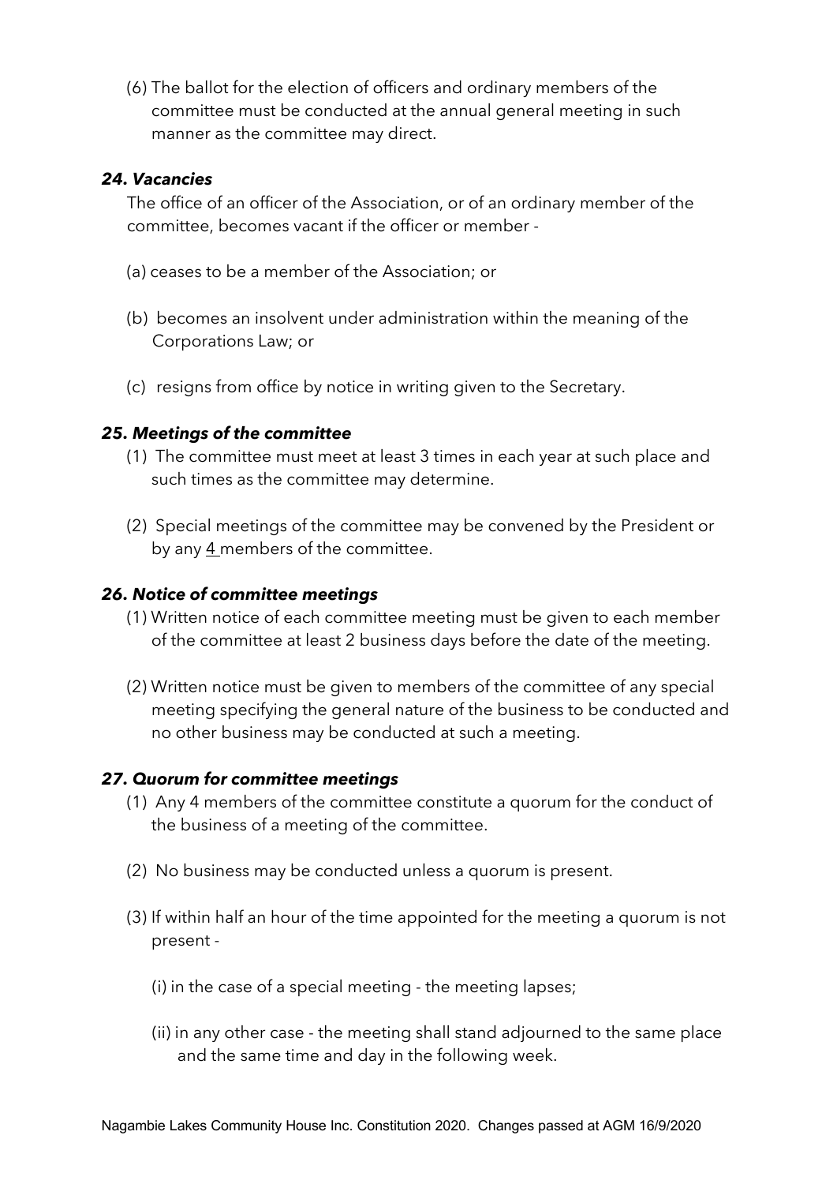(6) The ballot for the election of officers and ordinary members of the committee must be conducted at the annual general meeting in such manner as the committee may direct.

### ***24. Vacancies***

The office of an officer of the Association, or of an ordinary member of the committee, becomes vacant if the officer or member -

(a) ceases to be a member of the Association; or

(b) becomes an insolvent under administration within the meaning of the Corporations Law; or

(c) resigns from office by notice in writing given to the Secretary.

### ***25. Meetings of the committee***

(1) The committee must meet at least 3 times in each year at such place and such times as the committee may determine.

(2) Special meetings of the committee may be convened by the President or by any 4 members of the committee.

### ***26. Notice of committee meetings***

(1) Written notice of each committee meeting must be given to each member of the committee at least 2 business days before the date of the meeting.

(2) Written notice must be given to members of the committee of any special meeting specifying the general nature of the business to be conducted and no other business may be conducted at such a meeting.

### ***27. Quorum for committee meetings***

(1) Any 4 members of the committee constitute a quorum for the conduct of the business of a meeting of the committee.

(2) No business may be conducted unless a quorum is present.

(3) If within half an hour of the time appointed for the meeting a quorum is not present -

(i) in the case of a special meeting - the meeting lapses;

(ii) in any other case - the meeting shall stand adjourned to the same place and the same time and day in the following week.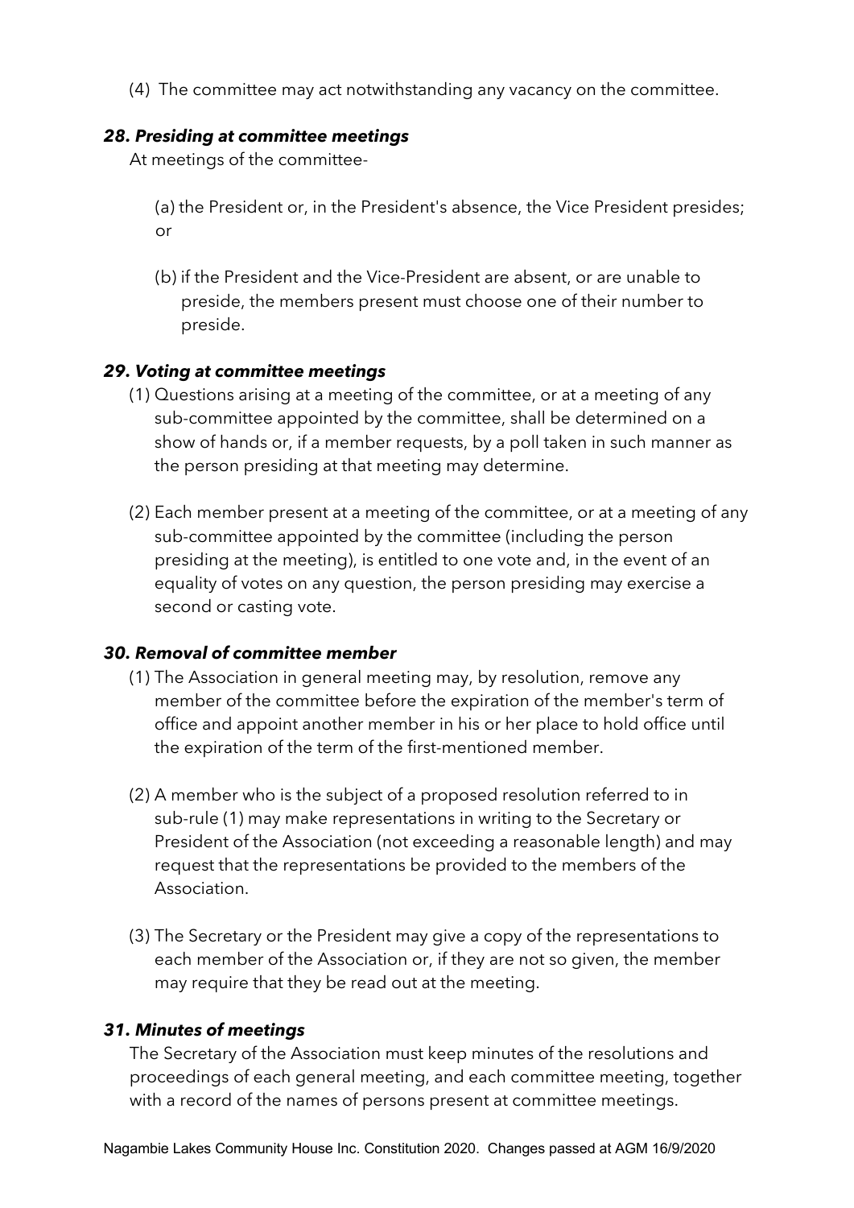(4) The committee may act notwithstanding any vacancy on the committee.

### *28. Presiding at committee meetings*

At meetings of the committee-

(a) the President or, in the President's absence, the Vice President presides; or

(b) if the President and the Vice-President are absent, or are unable to preside, the members present must choose one of their number to preside.

### *29. Voting at committee meetings*

(1) Questions arising at a meeting of the committee, or at a meeting of any sub-committee appointed by the committee, shall be determined on a show of hands or, if a member requests, by a poll taken in such manner as the person presiding at that meeting may determine.

(2) Each member present at a meeting of the committee, or at a meeting of any sub-committee appointed by the committee (including the person presiding at the meeting), is entitled to one vote and, in the event of an equality of votes on any question, the person presiding may exercise a second or casting vote.

### *30. Removal of committee member*

(1) The Association in general meeting may, by resolution, remove any member of the committee before the expiration of the member's term of office and appoint another member in his or her place to hold office until the expiration of the term of the first-mentioned member.

(2) A member who is the subject of a proposed resolution referred to in sub-rule (1) may make representations in writing to the Secretary or President of the Association (not exceeding a reasonable length) and may request that the representations be provided to the members of the Association.

(3) The Secretary or the President may give a copy of the representations to each member of the Association or, if they are not so given, the member may require that they be read out at the meeting.

### *31. Minutes of meetings*

The Secretary of the Association must keep minutes of the resolutions and proceedings of each general meeting, and each committee meeting, together with a record of the names of persons present at committee meetings.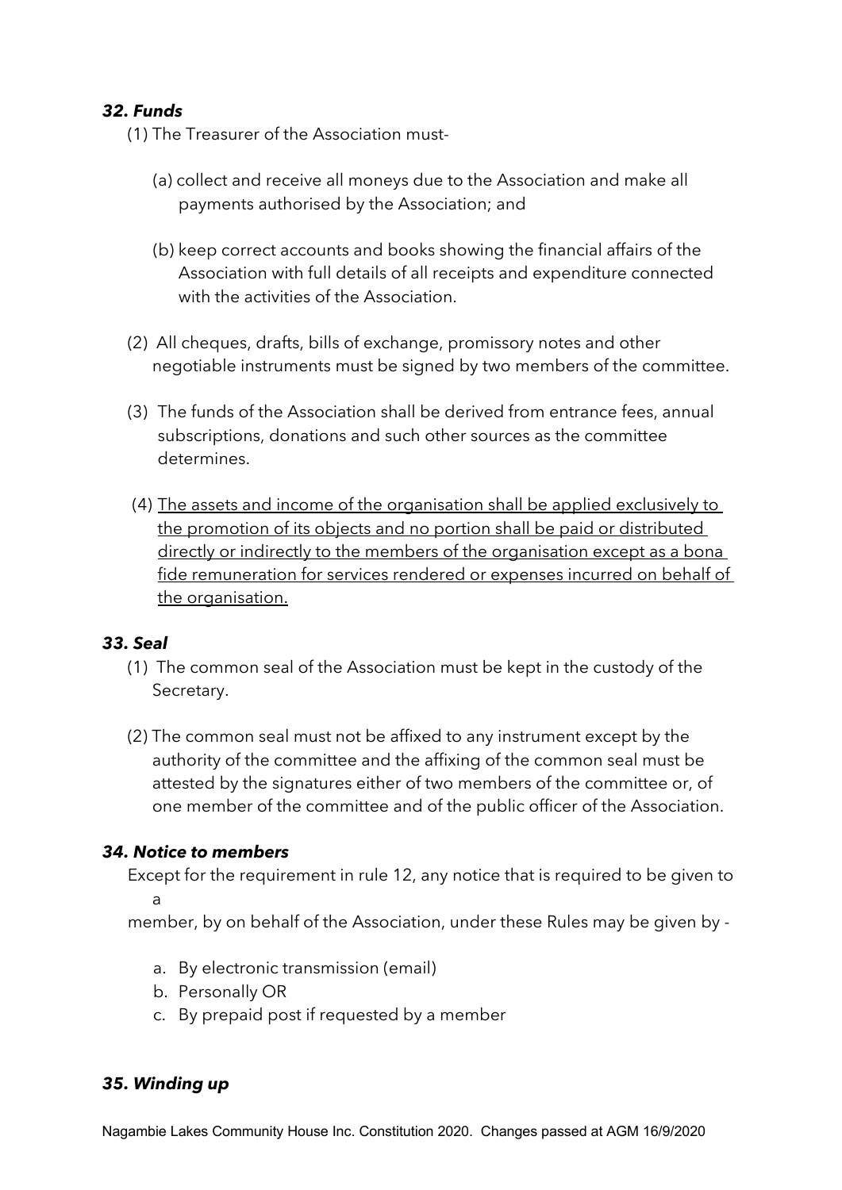### *32. Funds*

(1) The Treasurer of the Association must-

(a) collect and receive all moneys due to the Association and make all payments authorised by the Association; and

(b) keep correct accounts and books showing the financial affairs of the Association with full details of all receipts and expenditure connected with the activities of the Association.

(2) All cheques, drafts, bills of exchange, promissory notes and other negotiable instruments must be signed by two members of the committee.

(3) The funds of the Association shall be derived from entrance fees, annual subscriptions, donations and such other sources as the committee determines.

(4) <u>The assets and income of the organisation shall be applied exclusively to the promotion of its objects and no portion shall be paid or distributed directly or indirectly to the members of the organisation except as a bona fide remuneration for services rendered or expenses incurred on behalf of the organisation.</u>

### *33. Seal*

(1) The common seal of the Association must be kept in the custody of the Secretary.

(2) The common seal must not be affixed to any instrument except by the authority of the committee and the affixing of the common seal must be attested by the signatures either of two members of the committee or, of one member of the committee and of the public officer of the Association.

### *34. Notice to members*

Except for the requirement in rule 12, any notice that is required to be given to a member, by on behalf of the Association, under these Rules may be given by -

a. By electronic transmission (email)
b. Personally OR
c. By prepaid post if requested by a member

### *35. Winding up*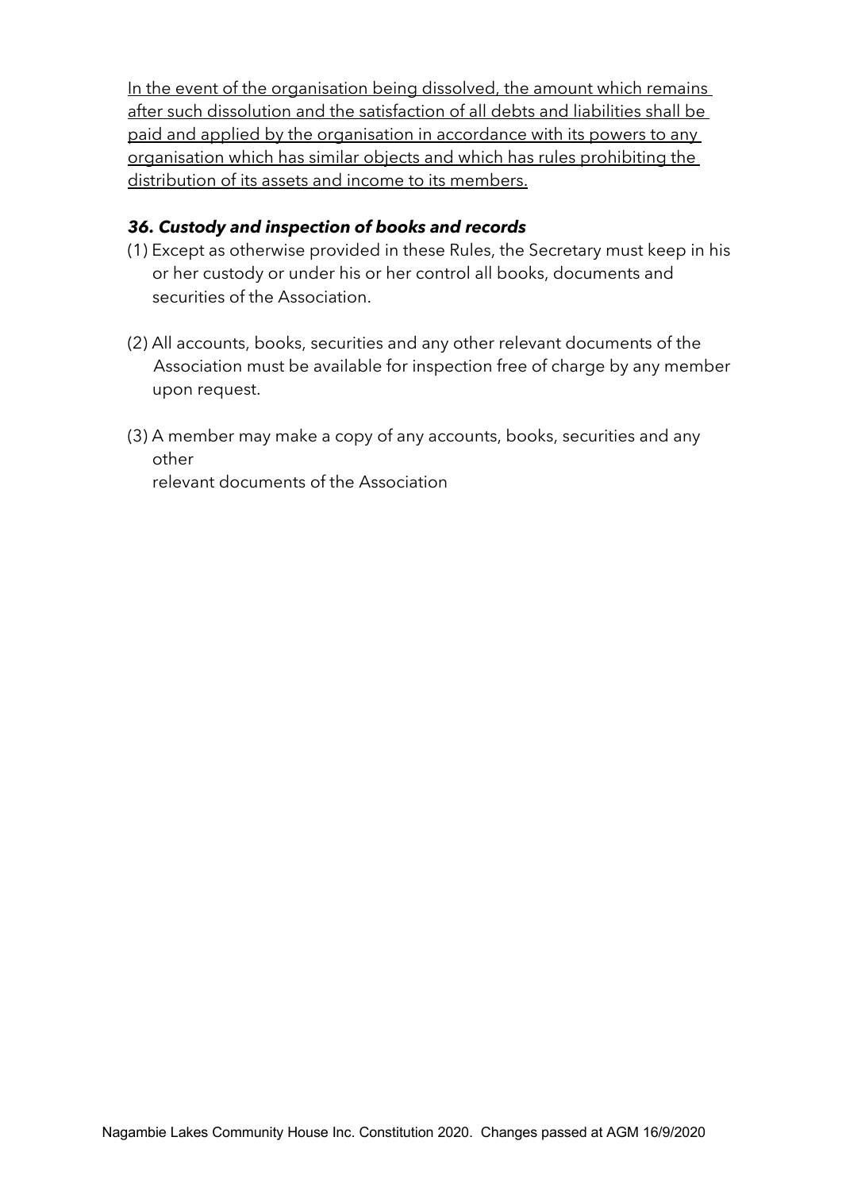<u>In the event of the organisation being dissolved, the amount which remains after such dissolution and the satisfaction of all debts and liabilities shall be paid and applied by the organisation in accordance with its powers to any organisation which has similar objects and which has rules prohibiting the distribution of its assets and income to its members.</u>

### *36. Custody and inspection of books and records*

(1) Except as otherwise provided in these Rules, the Secretary must keep in his or her custody or under his or her control all books, documents and securities of the Association.

(2) All accounts, books, securities and any other relevant documents of the Association must be available for inspection free of charge by any member upon request.

(3) A member may make a copy of any accounts, books, securities and any other
relevant documents of the Association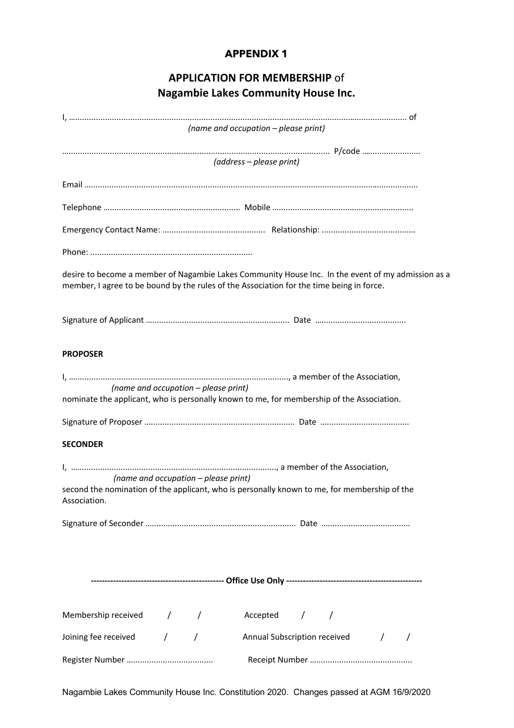# APPENDIX 1

## APPLICATION FOR MEMBERSHIP of Nagambie Lakes Community House Inc.

I, ……………………………………………………………………………………………………………………………………… of
*(name and occupation – please print)*

…………………………………………………………………………………………………………… P/code ……………………..
*(address – please print)*

Email ……………………………………………………………………………………………………………………………………

Telephone …………………………………………………… Mobile ……………………………………………………

Emergency Contact Name: ……………………………………… Relationship: …………………………………

Phone: ……………………………………………………………

desire to become a member of Nagambie Lakes Community House Inc. In the event of my admission as a member, I agree to be bound by the rules of the Association for the time being in force.

Signature of Applicant ……………………………………………………… Date …………………………………

**PROPOSER**

I, ……………………………………………………………………………………, a member of the Association,
*(name and occupation – please print)*
nominate the applicant, who is personally known to me, for membership of the Association.

Signature of Proposer ……………………………………………………… Date …………………………………

**SECONDER**

I, ……………………………………………………………………………………, a member of the Association,
*(name and occupation – please print)*
second the nomination of the applicant, who is personally known to me, for membership of the Association.

Signature of Seconder ……………………………………………………… Date …………………………………

---------------------------------------------- **Office Use Only** ----------------------------------------------

Membership received / / Accepted / /

Joining fee received / / Annual Subscription received / /

Register Number ……………………………… Receipt Number ……………………………………

Nagambie Lakes Community House Inc. Constitution 2020. Changes passed at AGM 16/9/2020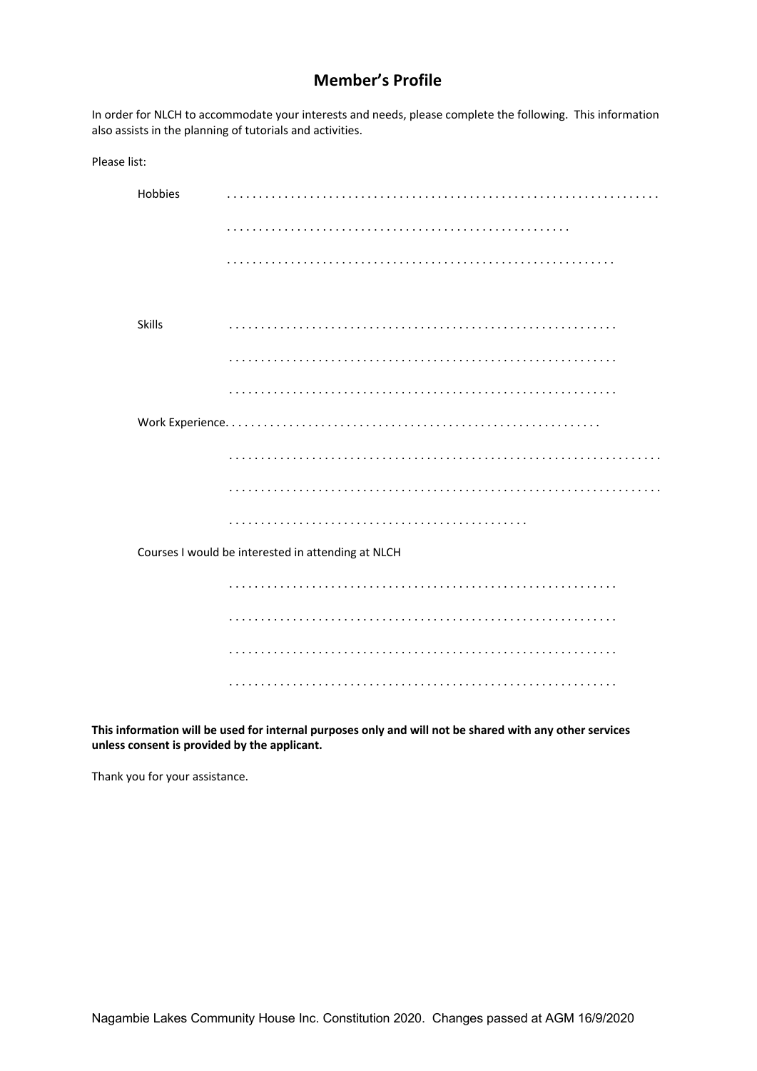## Member's Profile

In order for NLCH to accommodate your interests and needs, please complete the following. This information also assists in the planning of tutorials and activities.

Please list:

Hobbies . . . . . . . . . . . . . . . . . . . . . . . . . . . . . . . . . . . . . . . . . . . . . . . . . . . . . . . . . . . . . . . .

. . . . . . . . . . . . . . . . . . . . . . . . . . . . . . . . . . . . . . . . . . . . . . . . . .

. . . . . . . . . . . . . . . . . . . . . . . . . . . . . . . . . . . . . . . . . . . . . . . . . . . . . . . .

Skills . . . . . . . . . . . . . . . . . . . . . . . . . . . . . . . . . . . . . . . . . . . . . . . . . . . . . . . .

. . . . . . . . . . . . . . . . . . . . . . . . . . . . . . . . . . . . . . . . . . . . . . . . . . . . . . . .

. . . . . . . . . . . . . . . . . . . . . . . . . . . . . . . . . . . . . . . . . . . . . . . . . . . . . . . .

Work Experience. . . . . . . . . . . . . . . . . . . . . . . . . . . . . . . . . . . . . . . . . . . . . . . . . . . . . . .

. . . . . . . . . . . . . . . . . . . . . . . . . . . . . . . . . . . . . . . . . . . . . . . . . . . . . . . . . . . . . . . .

. . . . . . . . . . . . . . . . . . . . . . . . . . . . . . . . . . . . . . . . . . . . . . . . . . . . . . . . . . . . . . . .

. . . . . . . . . . . . . . . . . . . . . . . . . . . . . . . . . . . . . . . . . . . .

Courses I would be interested in attending at NLCH

. . . . . . . . . . . . . . . . . . . . . . . . . . . . . . . . . . . . . . . . . . . . . . . . . . . . . . . .

. . . . . . . . . . . . . . . . . . . . . . . . . . . . . . . . . . . . . . . . . . . . . . . . . . . . . . . .

. . . . . . . . . . . . . . . . . . . . . . . . . . . . . . . . . . . . . . . . . . . . . . . . . . . . . . . .

. . . . . . . . . . . . . . . . . . . . . . . . . . . . . . . . . . . . . . . . . . . . . . . . . . . . . . . .

**This information will be used for internal purposes only and will not be shared with any other services unless consent is provided by the applicant.**

Thank you for your assistance.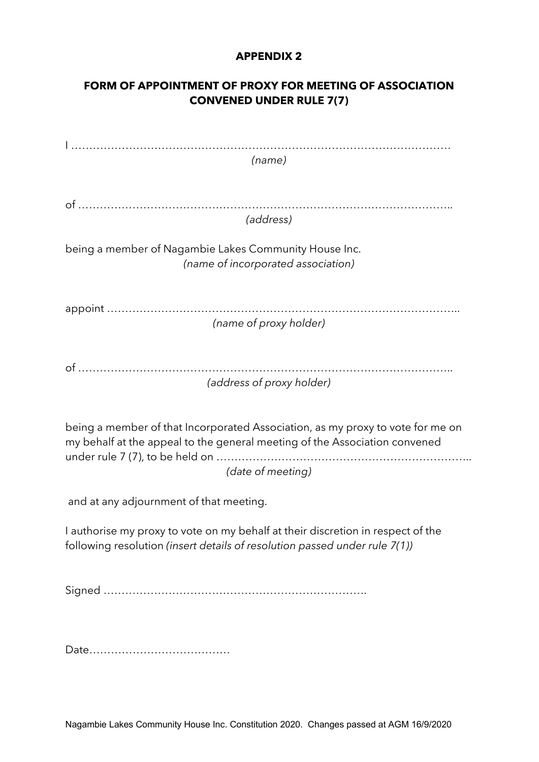**APPENDIX 2**

**FORM OF APPOINTMENT OF PROXY FOR MEETING OF ASSOCIATION CONVENED UNDER RULE 7(7)**

I …………………………………………………………………………………………
*(name)*

of ………………………………………………………………………………………..
*(address)*

being a member of Nagambie Lakes Community House Inc.
*(name of incorporated association)*

appoint ……………………………………………………………………………………..
*(name of proxy holder)*

of ………………………………………………………………………………………..
*(address of proxy holder)*

being a member of that Incorporated Association, as my proxy to vote for me on my behalf at the appeal to the general meeting of the Association convened under rule 7 (7), to be held on ……………………………………………………………..
*(date of meeting)*

and at any adjournment of that meeting.

I authorise my proxy to vote on my behalf at their discretion in respect of the following resolution *(insert details of resolution passed under rule 7(1))*

Signed ……………………………………………………………….

Date…………………………………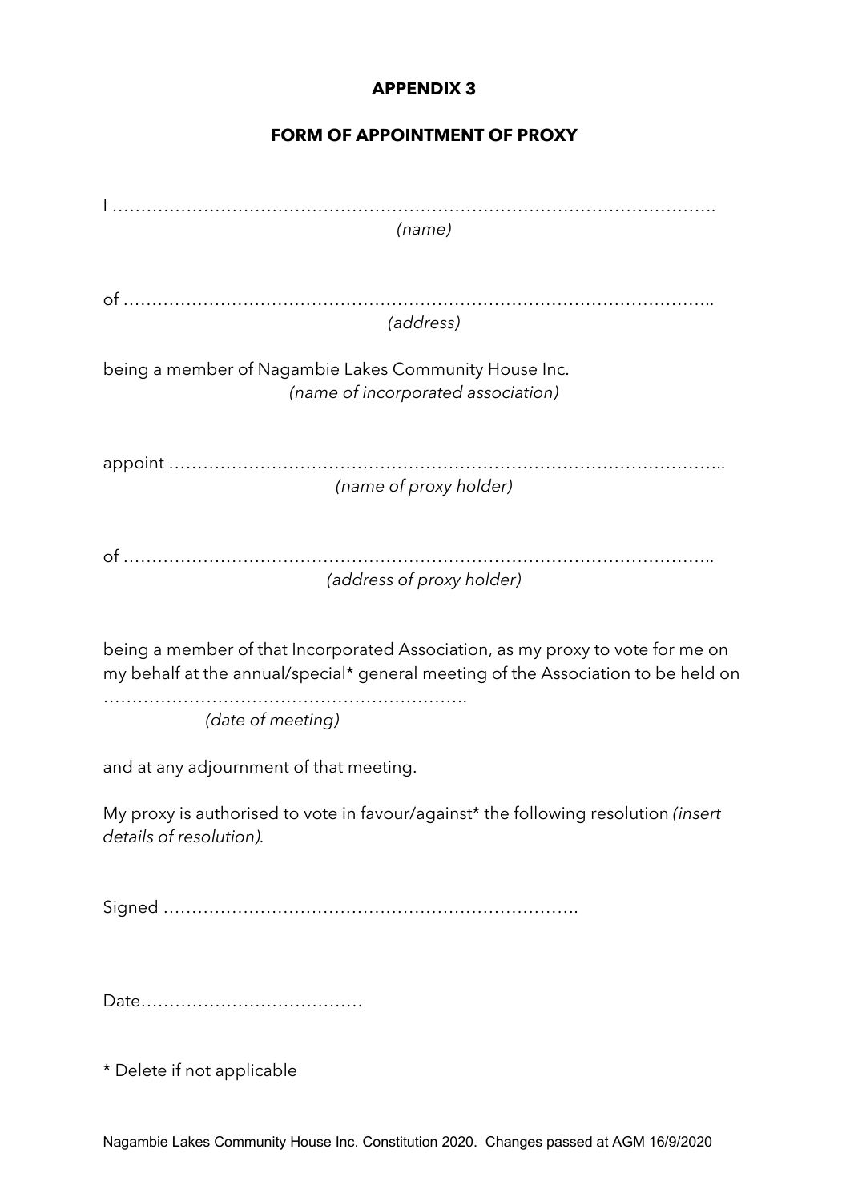**APPENDIX 3**

**FORM OF APPOINTMENT OF PROXY**

I ……………………………………………………………………………………………….
*(name)*

of ………………………………………………………………………………………………..
*(address)*

being a member of Nagambie Lakes Community House Inc.
*(name of incorporated association)*

appoint ……………………………………………………………………………………..
*(name of proxy holder)*

of ………………………………………………………………………………………………..
*(address of proxy holder)*

being a member of that Incorporated Association, as my proxy to vote for me on my behalf at the annual/special* general meeting of the Association to be held on

……………………………………………………….
*(date of meeting)*

and at any adjournment of that meeting.

My proxy is authorised to vote in favour/against* the following resolution *(insert details of resolution)*.

Signed ……………………………………………………………….

Date…………………………………

* Delete if not applicable

Nagambie Lakes Community House Inc. Constitution 2020. Changes passed at AGM 16/9/2020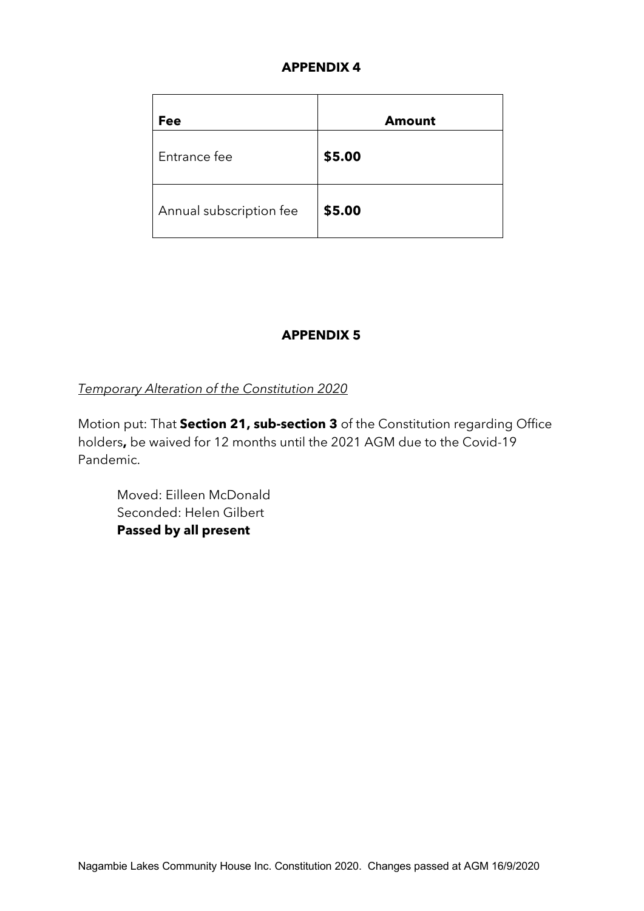## APPENDIX 4

| **Fee** | **Amount** |
|---|---|
| Entrance fee | **$5.00** |
| Annual subscription fee | **$5.00** |

## APPENDIX 5

*Temporary Alteration of the Constitution 2020*

Motion put: That **Section 21, sub-section 3** of the Constitution regarding Office holders**,** be waived for 12 months until the 2021 AGM due to the Covid-19 Pandemic.

Moved: Eilleen McDonald
Seconded: Helen Gilbert
**Passed by all present**

Nagambie Lakes Community House Inc. Constitution 2020. Changes passed at AGM 16/9/2020